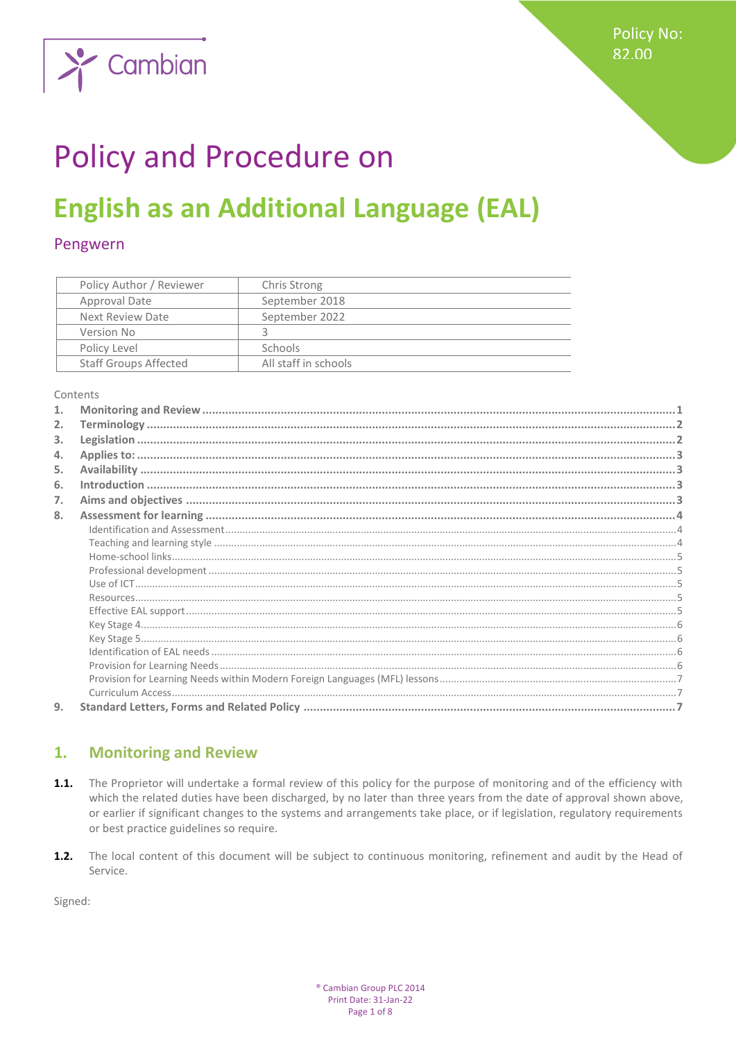Policy No: 82.00

# Policy and Procedure on

# English as an Additional Language (EAL)

## Pengwern

| Policy Author / Reviewer | Chris Strong |
|---|---|
| Approval Date | September 2018 |
| Next Review Date | September 2022 |
| Version No | 3 |
| Policy Level | Schools |
| Staff Groups Affected | All staff in schools |

Contents

1. **Monitoring and Review** ..... 1
2. **Terminology** ..... 2
3. **Legislation** ..... 2
4. **Applies to:** ..... 3
5. **Availability** ..... 3
6. **Introduction** ..... 3
7. **Aims and objectives** ..... 3
8. **Assessment for learning** ..... 4
   - Identification and Assessment ..... 4
   - Teaching and learning style ..... 4
   - Home-school links ..... 5
   - Professional development ..... 5
   - Use of ICT ..... 5
   - Resources ..... 5
   - Effective EAL support ..... 5
   - Key Stage 4 ..... 6
   - Key Stage 5 ..... 6
   - Identification of EAL needs ..... 6
   - Provision for Learning Needs ..... 6
   - Provision for Learning Needs within Modern Foreign Languages (MFL) lessons ..... 7
   - Curriculum Access ..... 7
9. **Standard Letters, Forms and Related Policy** ..... 7

## 1. Monitoring and Review

**1.1.** The Proprietor will undertake a formal review of this policy for the purpose of monitoring and of the efficiency with which the related duties have been discharged, by no later than three years from the date of approval shown above, or earlier if significant changes to the systems and arrangements take place, or if legislation, regulatory requirements or best practice guidelines so require.

**1.2.** The local content of this document will be subject to continuous monitoring, refinement and audit by the Head of Service.

Signed: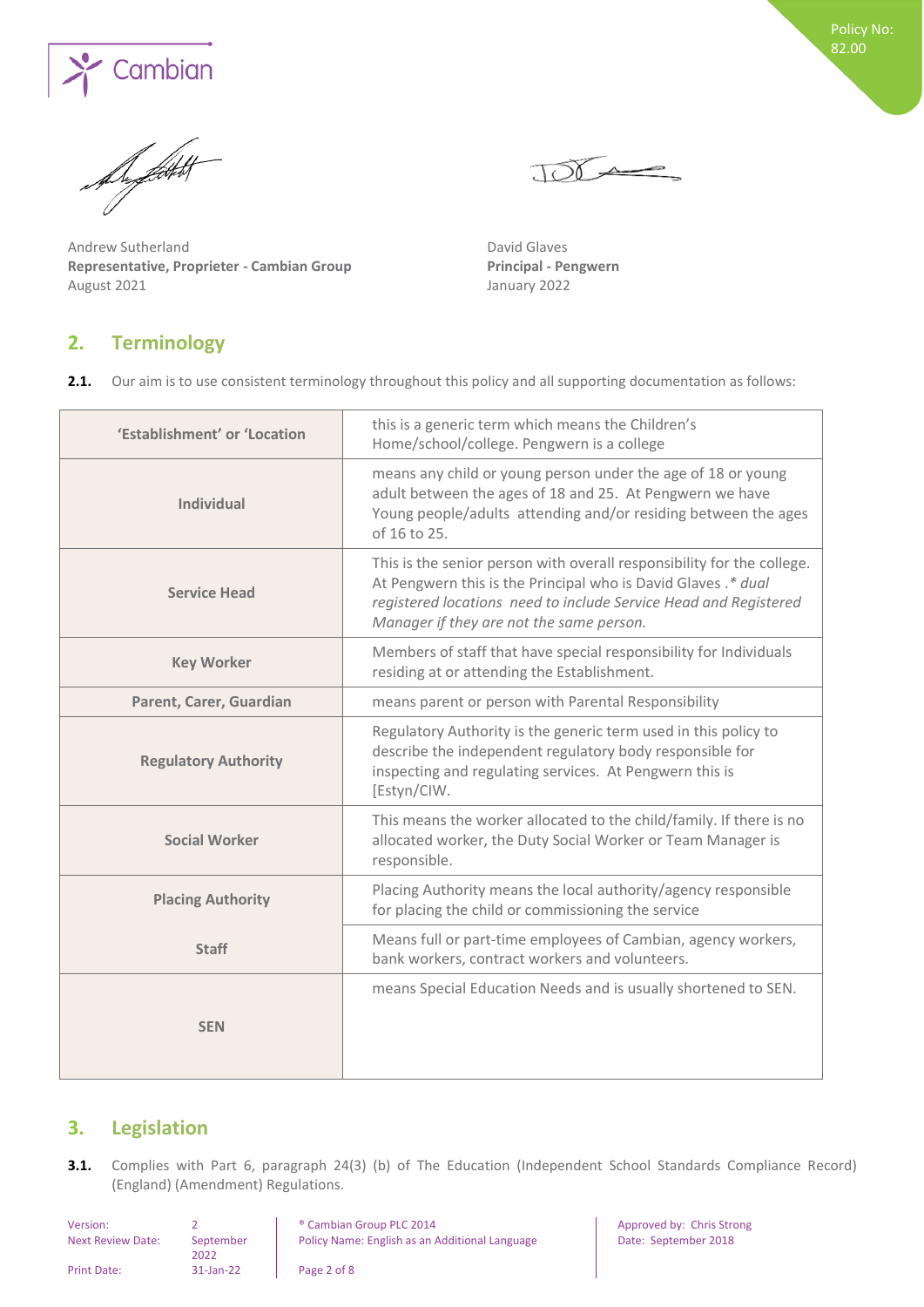Andrew Sutherland
**Representative, Proprieter - Cambian Group**
August 2021

David Glaves
**Principal - Pengwern**
January 2022

## 2. Terminology

**2.1.** Our aim is to use consistent terminology throughout this policy and all supporting documentation as follows:

| | |
|---|---|
| **'Establishment' or 'Location** | this is a generic term which means the Children's Home/school/college. Pengwern is a college |
| **Individual** | means any child or young person under the age of 18 or young adult between the ages of 18 and 25. At Pengwern we have Young people/adults attending and/or residing between the ages of 16 to 25. |
| **Service Head** | This is the senior person with overall responsibility for the college. At Pengwern this is the Principal who is David Glaves .* *dual registered locations need to include Service Head and Registered Manager if they are not the same person.* |
| **Key Worker** | Members of staff that have special responsibility for Individuals residing at or attending the Establishment. |
| **Parent, Carer, Guardian** | means parent or person with Parental Responsibility |
| **Regulatory Authority** | Regulatory Authority is the generic term used in this policy to describe the independent regulatory body responsible for inspecting and regulating services. At Pengwern this is [Estyn/CIW. |
| **Social Worker** | This means the worker allocated to the child/family. If there is no allocated worker, the Duty Social Worker or Team Manager is responsible. |
| **Placing Authority** | Placing Authority means the local authority/agency responsible for placing the child or commissioning the service |
| **Staff** | Means full or part-time employees of Cambian, agency workers, bank workers, contract workers and volunteers. |
| **SEN** | means Special Education Needs and is usually shortened to SEN. |

## 3. Legislation

**3.1.** Complies with Part 6, paragraph 24(3) (b) of The Education (Independent School Standards Compliance Record) (England) (Amendment) Regulations.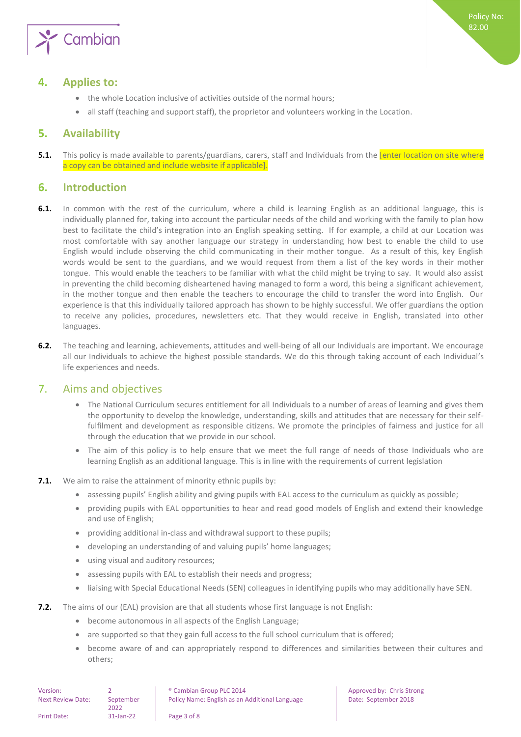## 4. Applies to:

- the whole Location inclusive of activities outside of the normal hours;
- all staff (teaching and support staff), the proprietor and volunteers working in the Location.

## 5. Availability

**5.1.** This policy is made available to parents/guardians, carers, staff and Individuals from the [enter location on site where a copy can be obtained and include website if applicable].

## 6. Introduction

**6.1.** In common with the rest of the curriculum, where a child is learning English as an additional language, this is individually planned for, taking into account the particular needs of the child and working with the family to plan how best to facilitate the child's integration into an English speaking setting. If for example, a child at our Location was most comfortable with say another language our strategy in understanding how best to enable the child to use English would include observing the child communicating in their mother tongue. As a result of this, key English words would be sent to the guardians, and we would request from them a list of the key words in their mother tongue. This would enable the teachers to be familiar with what the child might be trying to say. It would also assist in preventing the child becoming disheartened having managed to form a word, this being a significant achievement, in the mother tongue and then enable the teachers to encourage the child to transfer the word into English. Our experience is that this individually tailored approach has shown to be highly successful. We offer guardians the option to receive any policies, procedures, newsletters etc. That they would receive in English, translated into other languages.

**6.2.** The teaching and learning, achievements, attitudes and well-being of all our Individuals are important. We encourage all our Individuals to achieve the highest possible standards. We do this through taking account of each Individual's life experiences and needs.

## 7. Aims and objectives

- The National Curriculum secures entitlement for all Individuals to a number of areas of learning and gives them the opportunity to develop the knowledge, understanding, skills and attitudes that are necessary for their self-fulfilment and development as responsible citizens. We promote the principles of fairness and justice for all through the education that we provide in our school.
- The aim of this policy is to help ensure that we meet the full range of needs of those Individuals who are learning English as an additional language. This is in line with the requirements of current legislation

**7.1.** We aim to raise the attainment of minority ethnic pupils by:

- assessing pupils' English ability and giving pupils with EAL access to the curriculum as quickly as possible;
- providing pupils with EAL opportunities to hear and read good models of English and extend their knowledge and use of English;
- providing additional in-class and withdrawal support to these pupils;
- developing an understanding of and valuing pupils' home languages;
- using visual and auditory resources;
- assessing pupils with EAL to establish their needs and progress;
- liaising with Special Educational Needs (SEN) colleagues in identifying pupils who may additionally have SEN.

**7.2.** The aims of our (EAL) provision are that all students whose first language is not English:

- become autonomous in all aspects of the English Language;
- are supported so that they gain full access to the full school curriculum that is offered;
- become aware of and can appropriately respond to differences and similarities between their cultures and others;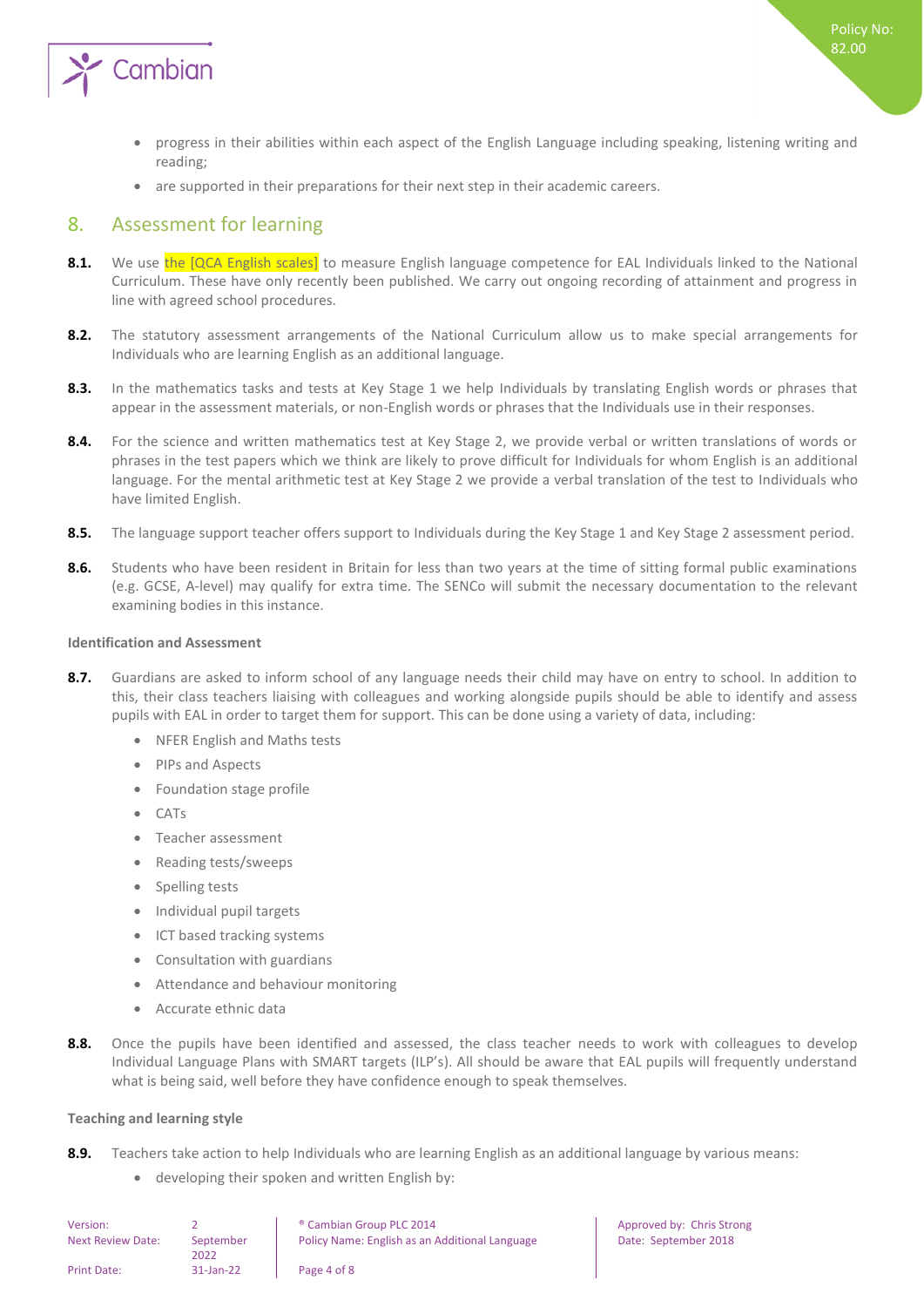- progress in their abilities within each aspect of the English Language including speaking, listening writing and reading;
- are supported in their preparations for their next step in their academic careers.

## 8. Assessment for learning

**8.1.** We use the [QCA English scales] to measure English language competence for EAL Individuals linked to the National Curriculum. These have only recently been published. We carry out ongoing recording of attainment and progress in line with agreed school procedures.

**8.2.** The statutory assessment arrangements of the National Curriculum allow us to make special arrangements for Individuals who are learning English as an additional language.

**8.3.** In the mathematics tasks and tests at Key Stage 1 we help Individuals by translating English words or phrases that appear in the assessment materials, or non-English words or phrases that the Individuals use in their responses.

**8.4.** For the science and written mathematics test at Key Stage 2, we provide verbal or written translations of words or phrases in the test papers which we think are likely to prove difficult for Individuals for whom English is an additional language. For the mental arithmetic test at Key Stage 2 we provide a verbal translation of the test to Individuals who have limited English.

**8.5.** The language support teacher offers support to Individuals during the Key Stage 1 and Key Stage 2 assessment period.

**8.6.** Students who have been resident in Britain for less than two years at the time of sitting formal public examinations (e.g. GCSE, A-level) may qualify for extra time. The SENCo will submit the necessary documentation to the relevant examining bodies in this instance.

**Identification and Assessment**

**8.7.** Guardians are asked to inform school of any language needs their child may have on entry to school. In addition to this, their class teachers liaising with colleagues and working alongside pupils should be able to identify and assess pupils with EAL in order to target them for support. This can be done using a variety of data, including:

- NFER English and Maths tests
- PIPs and Aspects
- Foundation stage profile
- CATs
- Teacher assessment
- Reading tests/sweeps
- Spelling tests
- Individual pupil targets
- ICT based tracking systems
- Consultation with guardians
- Attendance and behaviour monitoring
- Accurate ethnic data

**8.8.** Once the pupils have been identified and assessed, the class teacher needs to work with colleagues to develop Individual Language Plans with SMART targets (ILP's). All should be aware that EAL pupils will frequently understand what is being said, well before they have confidence enough to speak themselves.

**Teaching and learning style**

**8.9.** Teachers take action to help Individuals who are learning English as an additional language by various means:

- developing their spoken and written English by: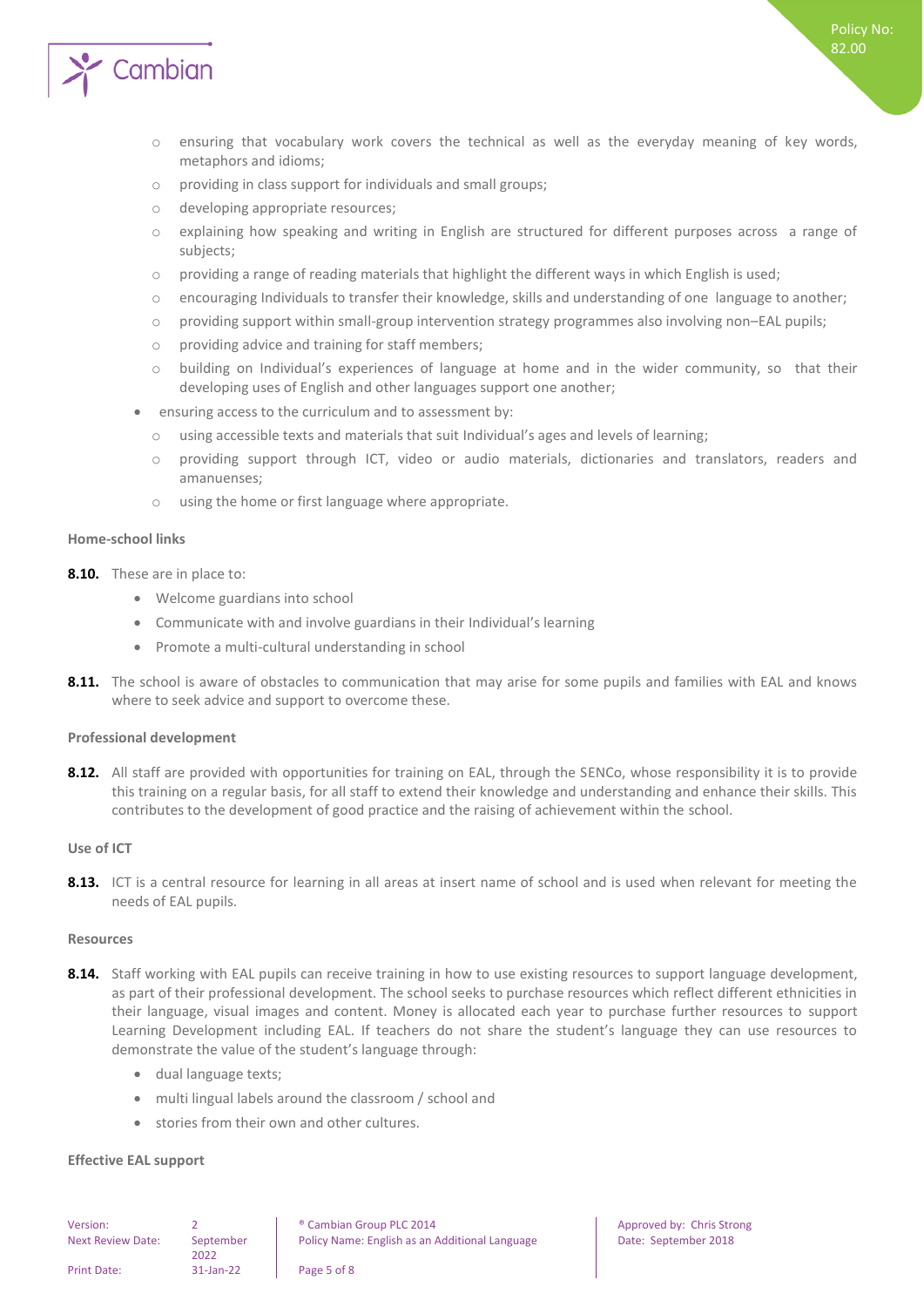- ensuring that vocabulary work covers the technical as well as the everyday meaning of key words, metaphors and idioms;
    - providing in class support for individuals and small groups;
    - developing appropriate resources;
    - explaining how speaking and writing in English are structured for different purposes across a range of subjects;
    - providing a range of reading materials that highlight the different ways in which English is used;
    - encouraging Individuals to transfer their knowledge, skills and understanding of one language to another;
    - providing support within small-group intervention strategy programmes also involving non–EAL pupils;
    - providing advice and training for staff members;
    - building on Individual's experiences of language at home and in the wider community, so that their developing uses of English and other languages support one another;
- ensuring access to the curriculum and to assessment by:
    - using accessible texts and materials that suit Individual's ages and levels of learning;
    - providing support through ICT, video or audio materials, dictionaries and translators, readers and amanuenses;
    - using the home or first language where appropriate.

**Home-school links**

**8.10.** These are in place to:

- Welcome guardians into school
- Communicate with and involve guardians in their Individual's learning
- Promote a multi-cultural understanding in school

**8.11.** The school is aware of obstacles to communication that may arise for some pupils and families with EAL and knows where to seek advice and support to overcome these.

**Professional development**

**8.12.** All staff are provided with opportunities for training on EAL, through the SENCo, whose responsibility it is to provide this training on a regular basis, for all staff to extend their knowledge and understanding and enhance their skills. This contributes to the development of good practice and the raising of achievement within the school.

**Use of ICT**

**8.13.** ICT is a central resource for learning in all areas at insert name of school and is used when relevant for meeting the needs of EAL pupils.

**Resources**

**8.14.** Staff working with EAL pupils can receive training in how to use existing resources to support language development, as part of their professional development. The school seeks to purchase resources which reflect different ethnicities in their language, visual images and content. Money is allocated each year to purchase further resources to support Learning Development including EAL. If teachers do not share the student's language they can use resources to demonstrate the value of the student's language through:

- dual language texts;
- multi lingual labels around the classroom / school and
- stories from their own and other cultures.

**Effective EAL support**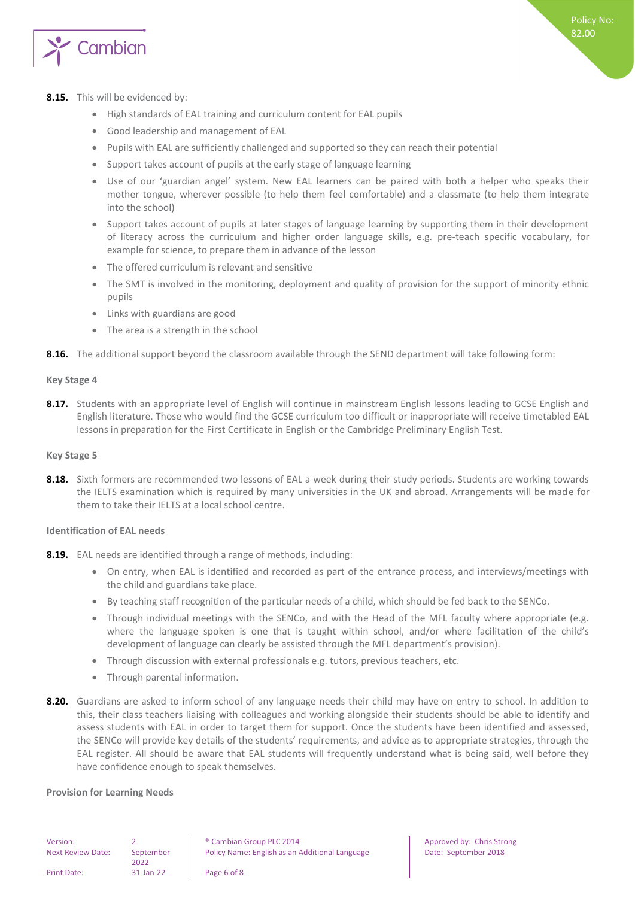**8.15.** This will be evidenced by:

- High standards of EAL training and curriculum content for EAL pupils
- Good leadership and management of EAL
- Pupils with EAL are sufficiently challenged and supported so they can reach their potential
- Support takes account of pupils at the early stage of language learning
- Use of our 'guardian angel' system. New EAL learners can be paired with both a helper who speaks their mother tongue, wherever possible (to help them feel comfortable) and a classmate (to help them integrate into the school)
- Support takes account of pupils at later stages of language learning by supporting them in their development of literacy across the curriculum and higher order language skills, e.g. pre-teach specific vocabulary, for example for science, to prepare them in advance of the lesson
- The offered curriculum is relevant and sensitive
- The SMT is involved in the monitoring, deployment and quality of provision for the support of minority ethnic pupils
- Links with guardians are good
- The area is a strength in the school

**8.16.** The additional support beyond the classroom available through the SEND department will take following form:

**Key Stage 4**

**8.17.** Students with an appropriate level of English will continue in mainstream English lessons leading to GCSE English and English literature. Those who would find the GCSE curriculum too difficult or inappropriate will receive timetabled EAL lessons in preparation for the First Certificate in English or the Cambridge Preliminary English Test.

**Key Stage 5**

**8.18.** Sixth formers are recommended two lessons of EAL a week during their study periods. Students are working towards the IELTS examination which is required by many universities in the UK and abroad. Arrangements will be made for them to take their IELTS at a local school centre.

**Identification of EAL needs**

**8.19.** EAL needs are identified through a range of methods, including:

- On entry, when EAL is identified and recorded as part of the entrance process, and interviews/meetings with the child and guardians take place.
- By teaching staff recognition of the particular needs of a child, which should be fed back to the SENCo.
- Through individual meetings with the SENCo, and with the Head of the MFL faculty where appropriate (e.g. where the language spoken is one that is taught within school, and/or where facilitation of the child's development of language can clearly be assisted through the MFL department's provision).
- Through discussion with external professionals e.g. tutors, previous teachers, etc.
- Through parental information.

**8.20.** Guardians are asked to inform school of any language needs their child may have on entry to school. In addition to this, their class teachers liaising with colleagues and working alongside their students should be able to identify and assess students with EAL in order to target them for support. Once the students have been identified and assessed, the SENCo will provide key details of the students' requirements, and advice as to appropriate strategies, through the EAL register. All should be aware that EAL students will frequently understand what is being said, well before they have confidence enough to speak themselves.

**Provision for Learning Needs**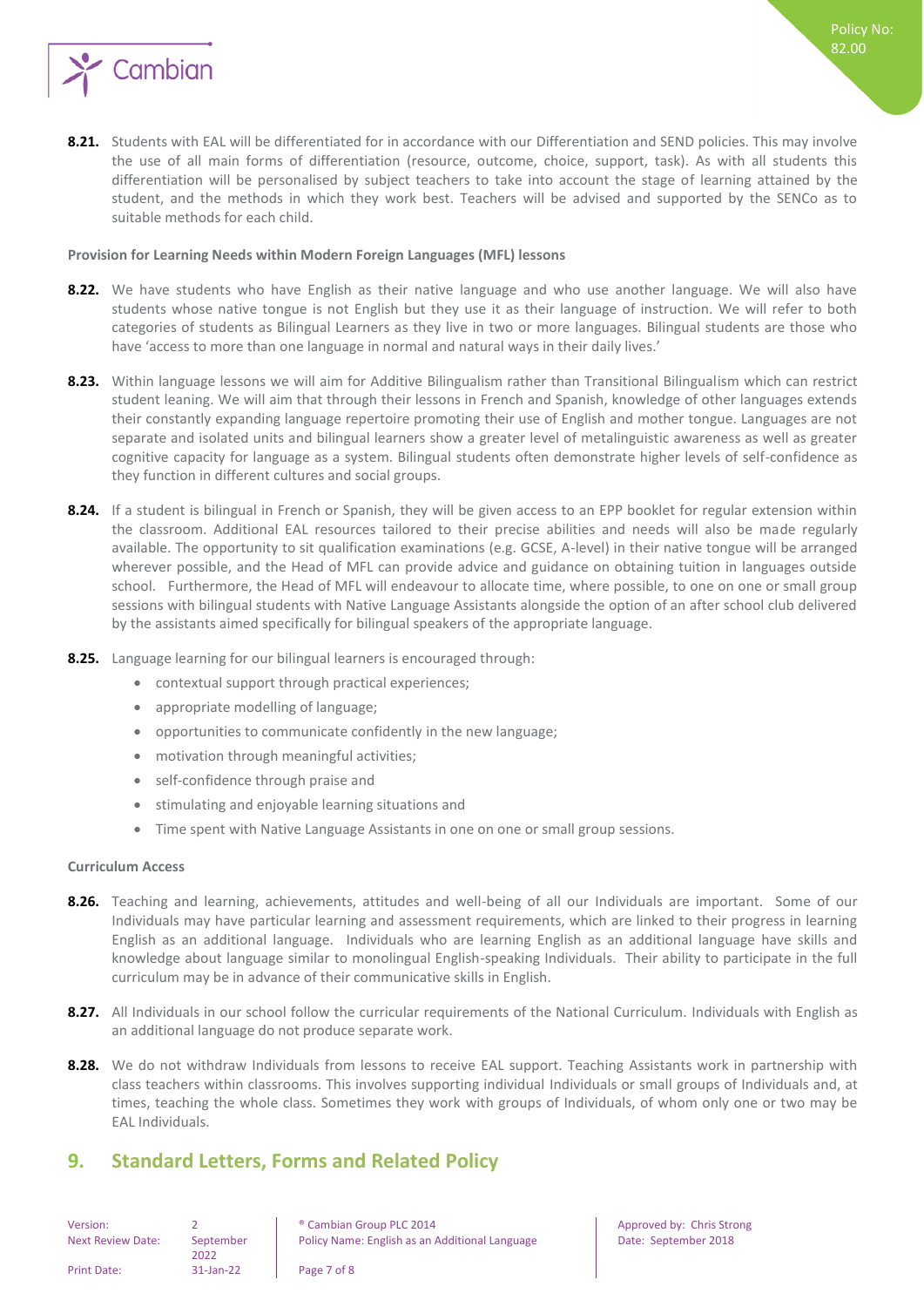**8.21.** Students with EAL will be differentiated for in accordance with our Differentiation and SEND policies. This may involve the use of all main forms of differentiation (resource, outcome, choice, support, task). As with all students this differentiation will be personalised by subject teachers to take into account the stage of learning attained by the student, and the methods in which they work best. Teachers will be advised and supported by the SENCo as to suitable methods for each child.

**Provision for Learning Needs within Modern Foreign Languages (MFL) lessons**

**8.22.** We have students who have English as their native language and who use another language. We will also have students whose native tongue is not English but they use it as their language of instruction. We will refer to both categories of students as Bilingual Learners as they live in two or more languages. Bilingual students are those who have 'access to more than one language in normal and natural ways in their daily lives.'

**8.23.** Within language lessons we will aim for Additive Bilingualism rather than Transitional Bilingualism which can restrict student leaning. We will aim that through their lessons in French and Spanish, knowledge of other languages extends their constantly expanding language repertoire promoting their use of English and mother tongue. Languages are not separate and isolated units and bilingual learners show a greater level of metalinguistic awareness as well as greater cognitive capacity for language as a system. Bilingual students often demonstrate higher levels of self-confidence as they function in different cultures and social groups.

**8.24.** If a student is bilingual in French or Spanish, they will be given access to an EPP booklet for regular extension within the classroom. Additional EAL resources tailored to their precise abilities and needs will also be made regularly available. The opportunity to sit qualification examinations (e.g. GCSE, A-level) in their native tongue will be arranged wherever possible, and the Head of MFL can provide advice and guidance on obtaining tuition in languages outside school. Furthermore, the Head of MFL will endeavour to allocate time, where possible, to one on one or small group sessions with bilingual students with Native Language Assistants alongside the option of an after school club delivered by the assistants aimed specifically for bilingual speakers of the appropriate language.

**8.25.** Language learning for our bilingual learners is encouraged through:

- contextual support through practical experiences;
- appropriate modelling of language;
- opportunities to communicate confidently in the new language;
- motivation through meaningful activities;
- self-confidence through praise and
- stimulating and enjoyable learning situations and
- Time spent with Native Language Assistants in one on one or small group sessions.

**Curriculum Access**

**8.26.** Teaching and learning, achievements, attitudes and well-being of all our Individuals are important. Some of our Individuals may have particular learning and assessment requirements, which are linked to their progress in learning English as an additional language. Individuals who are learning English as an additional language have skills and knowledge about language similar to monolingual English-speaking Individuals. Their ability to participate in the full curriculum may be in advance of their communicative skills in English.

**8.27.** All Individuals in our school follow the curricular requirements of the National Curriculum. Individuals with English as an additional language do not produce separate work.

**8.28.** We do not withdraw Individuals from lessons to receive EAL support. Teaching Assistants work in partnership with class teachers within classrooms. This involves supporting individual Individuals or small groups of Individuals and, at times, teaching the whole class. Sometimes they work with groups of Individuals, of whom only one or two may be EAL Individuals.

## 9. Standard Letters, Forms and Related Policy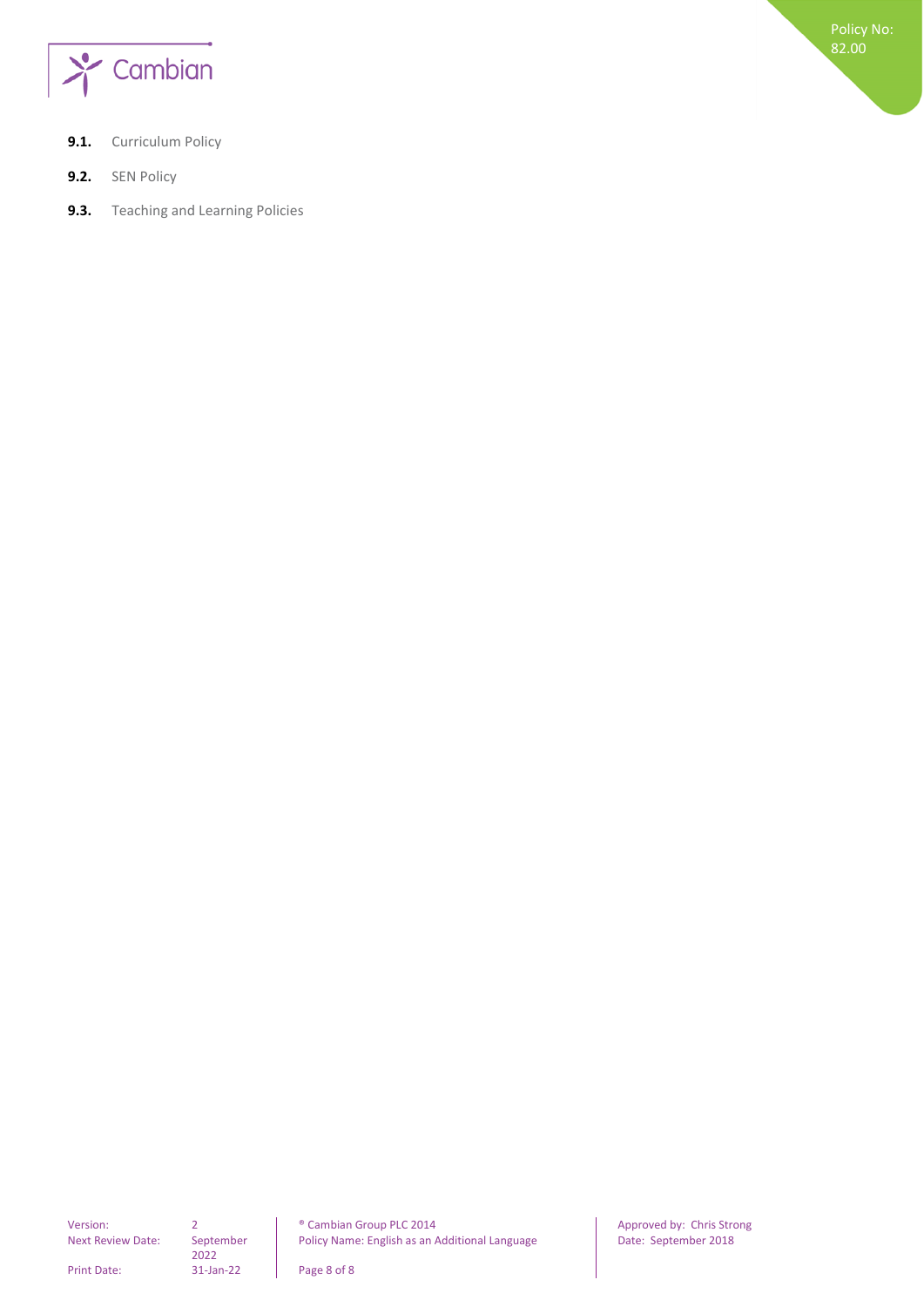- **9.1.** Curriculum Policy
- **9.2.** SEN Policy
- **9.3.** Teaching and Learning Policies